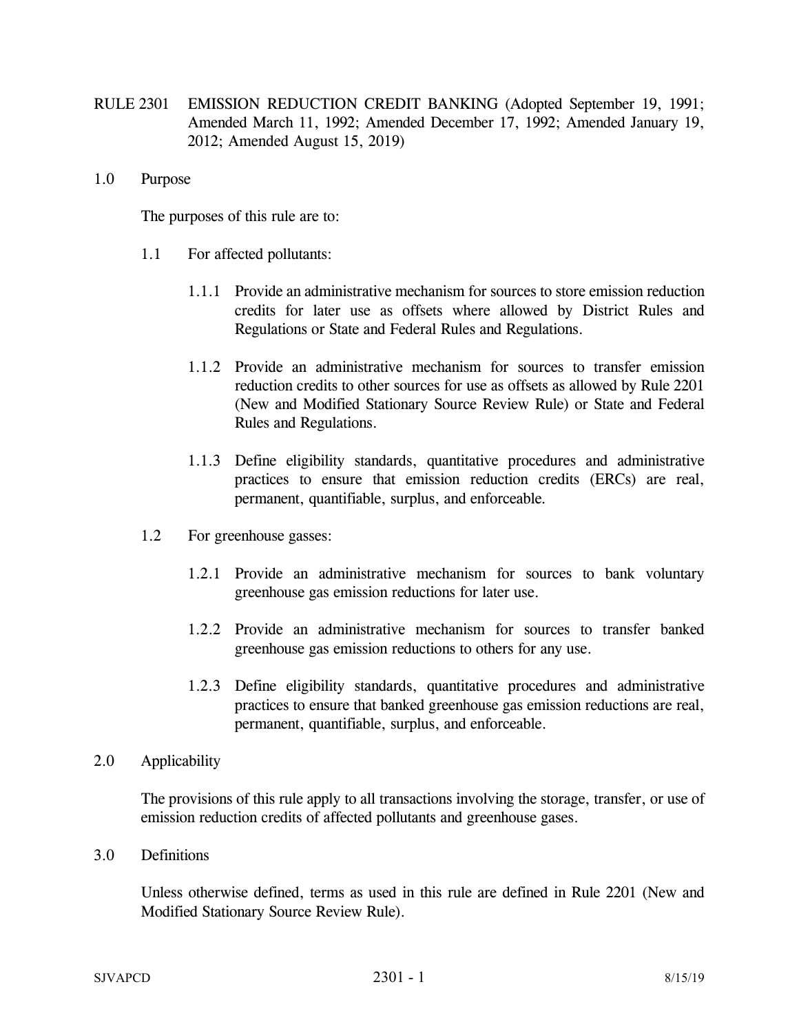# RULE 2301 EMISSION REDUCTION CREDIT BANKING (Adopted September 19, 1991; Amended March 11, 1992; Amended December 17, 1992; Amended January 19, 2012; Amended August 15, 2019)

## 1.0 Purpose

The purposes of this rule are to:

1.1 For affected pollutants:

1.1.1 Provide an administrative mechanism for sources to store emission reduction credits for later use as offsets where allowed by District Rules and Regulations or State and Federal Rules and Regulations.

1.1.2 Provide an administrative mechanism for sources to transfer emission reduction credits to other sources for use as offsets as allowed by Rule 2201 (New and Modified Stationary Source Review Rule) or State and Federal Rules and Regulations.

1.1.3 Define eligibility standards, quantitative procedures and administrative practices to ensure that emission reduction credits (ERCs) are real, permanent, quantifiable, surplus, and enforceable.

1.2 For greenhouse gasses:

1.2.1 Provide an administrative mechanism for sources to bank voluntary greenhouse gas emission reductions for later use.

1.2.2 Provide an administrative mechanism for sources to transfer banked greenhouse gas emission reductions to others for any use.

1.2.3 Define eligibility standards, quantitative procedures and administrative practices to ensure that banked greenhouse gas emission reductions are real, permanent, quantifiable, surplus, and enforceable.

## 2.0 Applicability

The provisions of this rule apply to all transactions involving the storage, transfer, or use of emission reduction credits of affected pollutants and greenhouse gases.

## 3.0 Definitions

Unless otherwise defined, terms as used in this rule are defined in Rule 2201 (New and Modified Stationary Source Review Rule).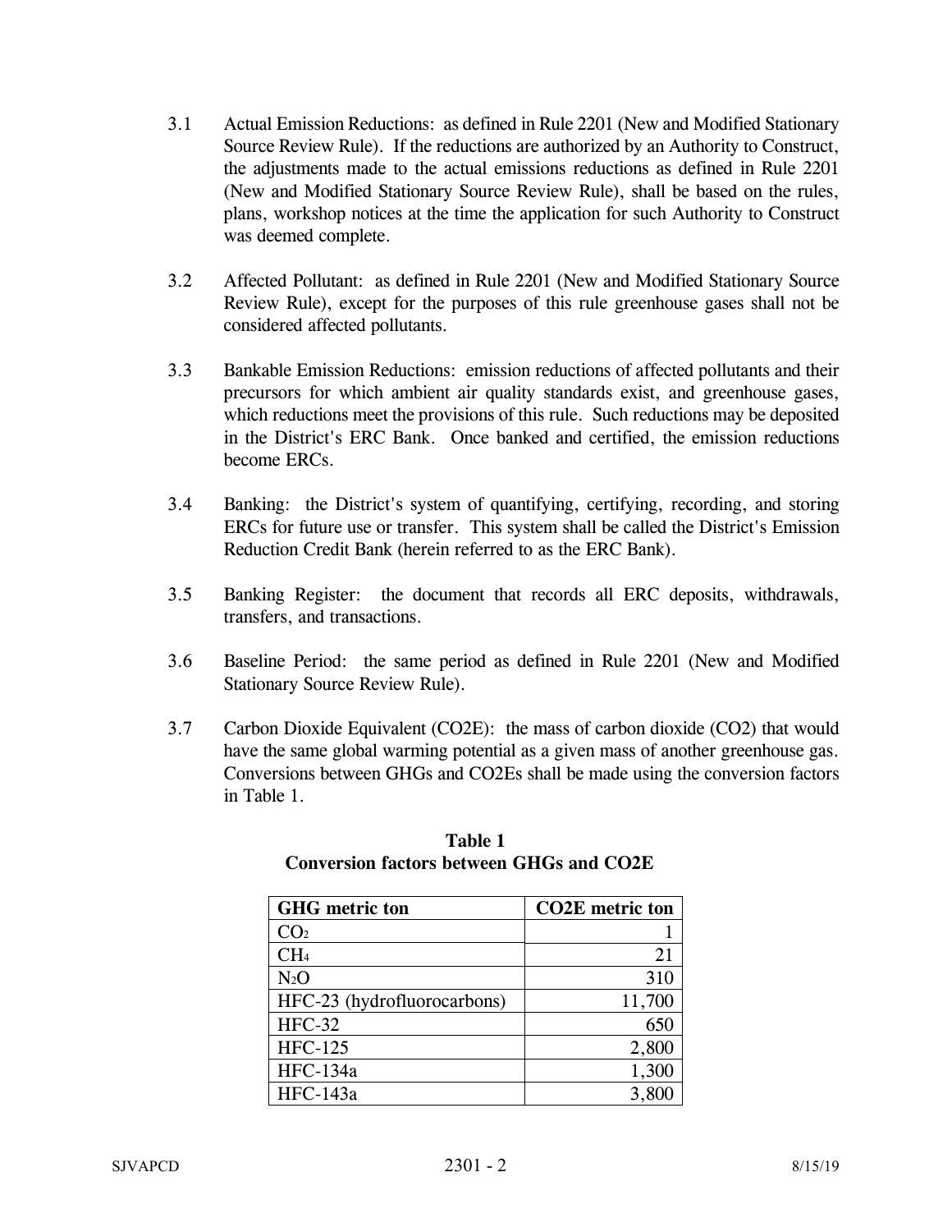3.1 Actual Emission Reductions: as defined in Rule 2201 (New and Modified Stationary Source Review Rule). If the reductions are authorized by an Authority to Construct, the adjustments made to the actual emissions reductions as defined in Rule 2201 (New and Modified Stationary Source Review Rule), shall be based on the rules, plans, workshop notices at the time the application for such Authority to Construct was deemed complete.

3.2 Affected Pollutant: as defined in Rule 2201 (New and Modified Stationary Source Review Rule), except for the purposes of this rule greenhouse gases shall not be considered affected pollutants.

3.3 Bankable Emission Reductions: emission reductions of affected pollutants and their precursors for which ambient air quality standards exist, and greenhouse gases, which reductions meet the provisions of this rule. Such reductions may be deposited in the District's ERC Bank. Once banked and certified, the emission reductions become ERCs.

3.4 Banking: the District's system of quantifying, certifying, recording, and storing ERCs for future use or transfer. This system shall be called the District's Emission Reduction Credit Bank (herein referred to as the ERC Bank).

3.5 Banking Register: the document that records all ERC deposits, withdrawals, transfers, and transactions.

3.6 Baseline Period: the same period as defined in Rule 2201 (New and Modified Stationary Source Review Rule).

3.7 Carbon Dioxide Equivalent (CO2E): the mass of carbon dioxide (CO2) that would have the same global warming potential as a given mass of another greenhouse gas. Conversions between GHGs and CO2Es shall be made using the conversion factors in Table 1.

**Table 1**
**Conversion factors between GHGs and CO2E**

| GHG metric ton | CO2E metric ton |
|---|---:|
| $CO_2$ | 1 |
| $CH_4$ | 21 |
| $N_2O$ | 310 |
| HFC-23 (hydrofluorocarbons) | 11,700 |
| HFC-32 | 650 |
| HFC-125 | 2,800 |
| HFC-134a | 1,300 |
| HFC-143a | 3,800 |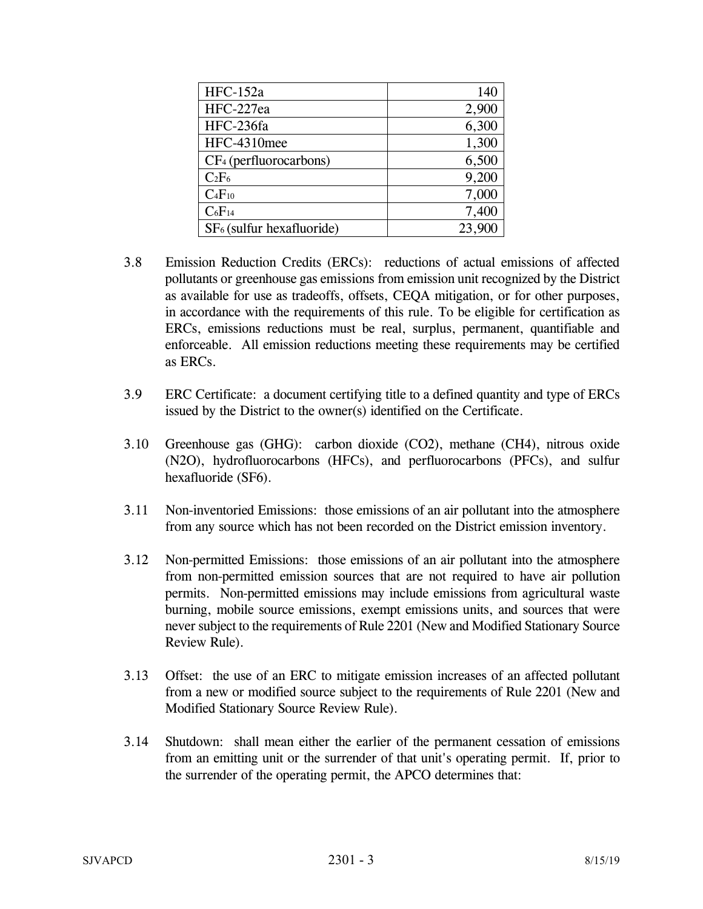| | |
|---|---|
| HFC-152a | 140 |
| HFC-227ea | 2,900 |
| HFC-236fa | 6,300 |
| HFC-4310mee | 1,300 |
| $CF_4$ (perfluorocarbons) | 6,500 |
| $C_2F_6$ | 9,200 |
| $C_4F_{10}$ | 7,000 |
| $C_6F_{14}$ | 7,400 |
| $SF_6$ (sulfur hexafluoride) | 23,900 |

3.8 Emission Reduction Credits (ERCs): reductions of actual emissions of affected pollutants or greenhouse gas emissions from emission unit recognized by the District as available for use as tradeoffs, offsets, CEQA mitigation, or for other purposes, in accordance with the requirements of this rule. To be eligible for certification as ERCs, emissions reductions must be real, surplus, permanent, quantifiable and enforceable. All emission reductions meeting these requirements may be certified as ERCs.

3.9 ERC Certificate: a document certifying title to a defined quantity and type of ERCs issued by the District to the owner(s) identified on the Certificate.

3.10 Greenhouse gas (GHG): carbon dioxide (CO2), methane (CH4), nitrous oxide (N2O), hydrofluorocarbons (HFCs), and perfluorocarbons (PFCs), and sulfur hexafluoride (SF6).

3.11 Non-inventoried Emissions: those emissions of an air pollutant into the atmosphere from any source which has not been recorded on the District emission inventory.

3.12 Non-permitted Emissions: those emissions of an air pollutant into the atmosphere from non-permitted emission sources that are not required to have air pollution permits. Non-permitted emissions may include emissions from agricultural waste burning, mobile source emissions, exempt emissions units, and sources that were never subject to the requirements of Rule 2201 (New and Modified Stationary Source Review Rule).

3.13 Offset: the use of an ERC to mitigate emission increases of an affected pollutant from a new or modified source subject to the requirements of Rule 2201 (New and Modified Stationary Source Review Rule).

3.14 Shutdown: shall mean either the earlier of the permanent cessation of emissions from an emitting unit or the surrender of that unit's operating permit. If, prior to the surrender of the operating permit, the APCO determines that: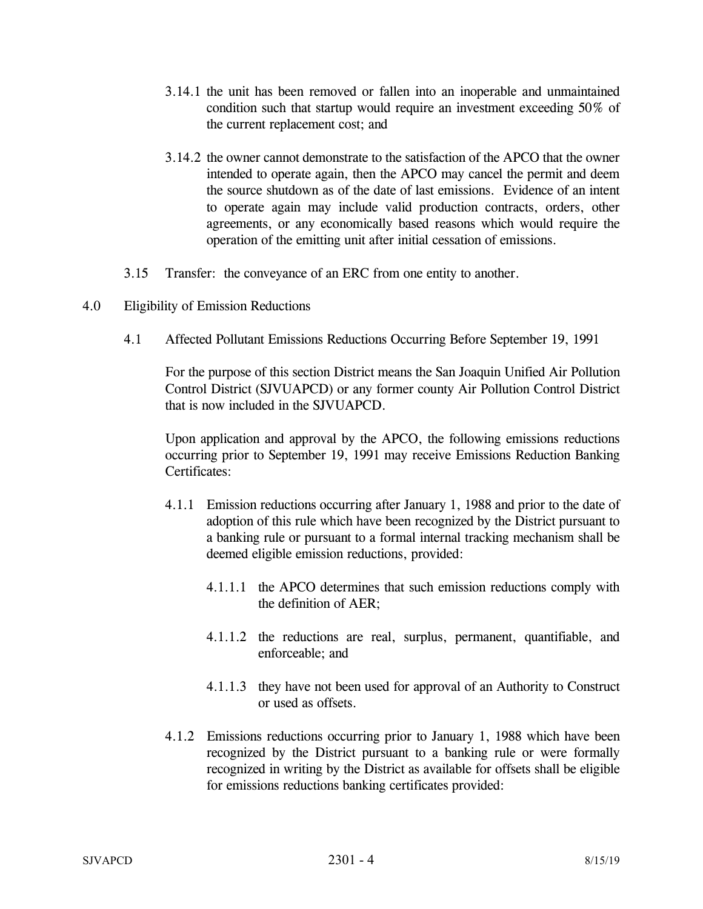3.14.1 the unit has been removed or fallen into an inoperable and unmaintained condition such that startup would require an investment exceeding 50% of the current replacement cost; and

3.14.2 the owner cannot demonstrate to the satisfaction of the APCO that the owner intended to operate again, then the APCO may cancel the permit and deem the source shutdown as of the date of last emissions. Evidence of an intent to operate again may include valid production contracts, orders, other agreements, or any economically based reasons which would require the operation of the emitting unit after initial cessation of emissions.

3.15 Transfer: the conveyance of an ERC from one entity to another.

4.0 Eligibility of Emission Reductions

4.1 Affected Pollutant Emissions Reductions Occurring Before September 19, 1991

For the purpose of this section District means the San Joaquin Unified Air Pollution Control District (SJVUAPCD) or any former county Air Pollution Control District that is now included in the SJVUAPCD.

Upon application and approval by the APCO, the following emissions reductions occurring prior to September 19, 1991 may receive Emissions Reduction Banking Certificates:

4.1.1 Emission reductions occurring after January 1, 1988 and prior to the date of adoption of this rule which have been recognized by the District pursuant to a banking rule or pursuant to a formal internal tracking mechanism shall be deemed eligible emission reductions, provided:

4.1.1.1 the APCO determines that such emission reductions comply with the definition of AER;

4.1.1.2 the reductions are real, surplus, permanent, quantifiable, and enforceable; and

4.1.1.3 they have not been used for approval of an Authority to Construct or used as offsets.

4.1.2 Emissions reductions occurring prior to January 1, 1988 which have been recognized by the District pursuant to a banking rule or were formally recognized in writing by the District as available for offsets shall be eligible for emissions reductions banking certificates provided: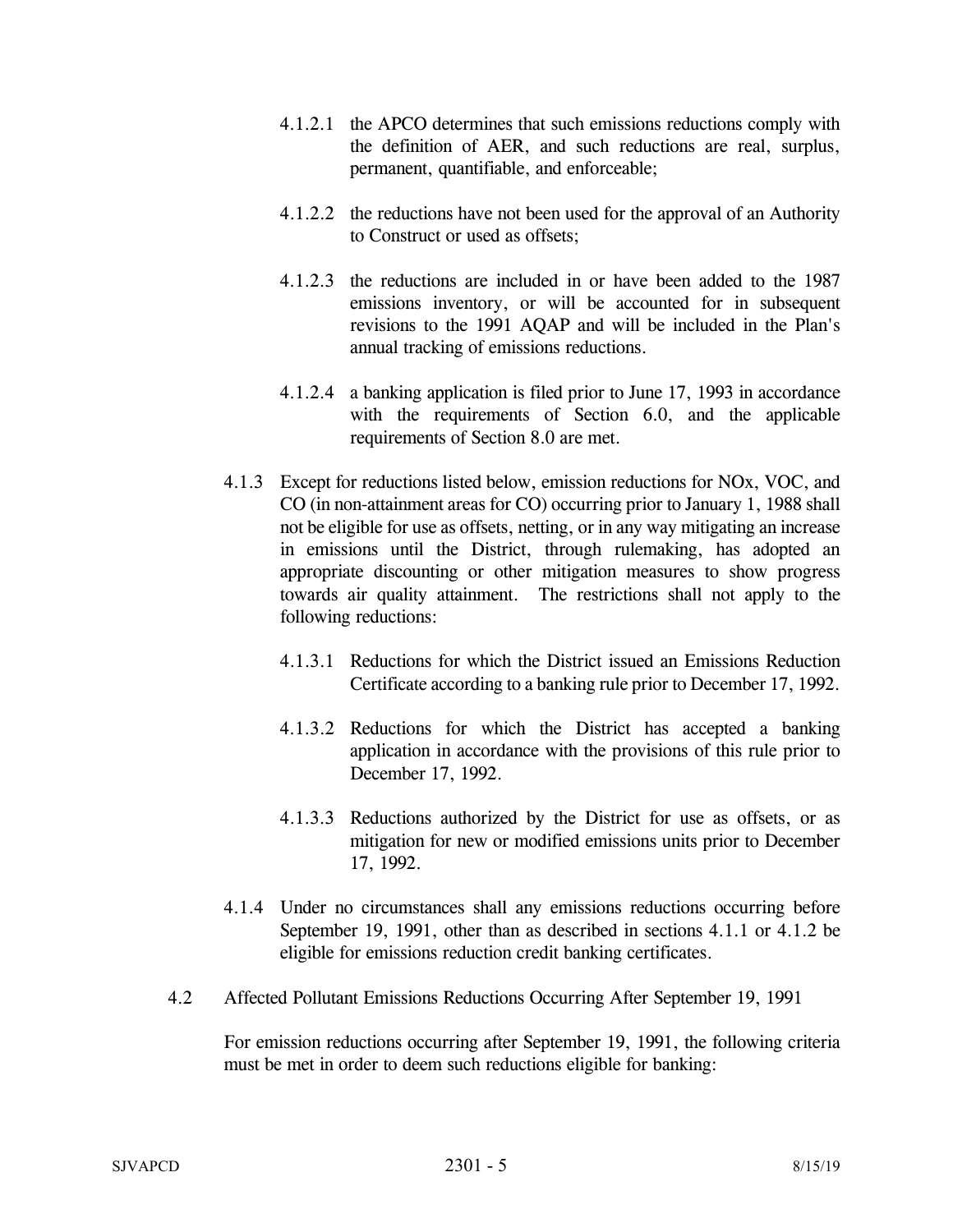4.1.2.1 the APCO determines that such emissions reductions comply with the definition of AER, and such reductions are real, surplus, permanent, quantifiable, and enforceable;

4.1.2.2 the reductions have not been used for the approval of an Authority to Construct or used as offsets;

4.1.2.3 the reductions are included in or have been added to the 1987 emissions inventory, or will be accounted for in subsequent revisions to the 1991 AQAP and will be included in the Plan's annual tracking of emissions reductions.

4.1.2.4 a banking application is filed prior to June 17, 1993 in accordance with the requirements of Section 6.0, and the applicable requirements of Section 8.0 are met.

4.1.3 Except for reductions listed below, emission reductions for NOx, VOC, and CO (in non-attainment areas for CO) occurring prior to January 1, 1988 shall not be eligible for use as offsets, netting, or in any way mitigating an increase in emissions until the District, through rulemaking, has adopted an appropriate discounting or other mitigation measures to show progress towards air quality attainment. The restrictions shall not apply to the following reductions:

4.1.3.1 Reductions for which the District issued an Emissions Reduction Certificate according to a banking rule prior to December 17, 1992.

4.1.3.2 Reductions for which the District has accepted a banking application in accordance with the provisions of this rule prior to December 17, 1992.

4.1.3.3 Reductions authorized by the District for use as offsets, or as mitigation for new or modified emissions units prior to December 17, 1992.

4.1.4 Under no circumstances shall any emissions reductions occurring before September 19, 1991, other than as described in sections 4.1.1 or 4.1.2 be eligible for emissions reduction credit banking certificates.

4.2 Affected Pollutant Emissions Reductions Occurring After September 19, 1991

For emission reductions occurring after September 19, 1991, the following criteria must be met in order to deem such reductions eligible for banking: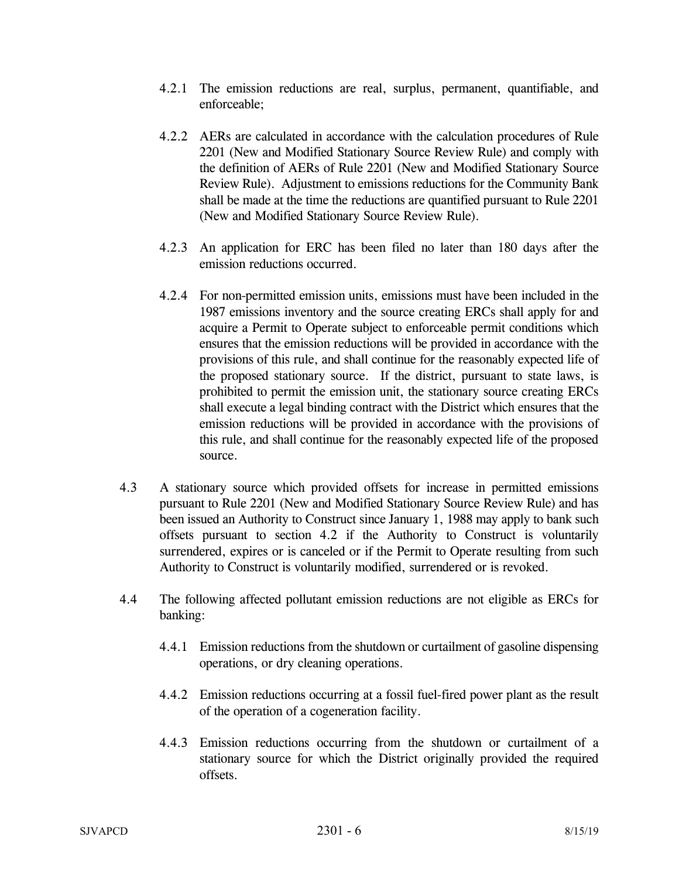4.2.1 The emission reductions are real, surplus, permanent, quantifiable, and enforceable;

4.2.2 AERs are calculated in accordance with the calculation procedures of Rule 2201 (New and Modified Stationary Source Review Rule) and comply with the definition of AERs of Rule 2201 (New and Modified Stationary Source Review Rule). Adjustment to emissions reductions for the Community Bank shall be made at the time the reductions are quantified pursuant to Rule 2201 (New and Modified Stationary Source Review Rule).

4.2.3 An application for ERC has been filed no later than 180 days after the emission reductions occurred.

4.2.4 For non-permitted emission units, emissions must have been included in the 1987 emissions inventory and the source creating ERCs shall apply for and acquire a Permit to Operate subject to enforceable permit conditions which ensures that the emission reductions will be provided in accordance with the provisions of this rule, and shall continue for the reasonably expected life of the proposed stationary source. If the district, pursuant to state laws, is prohibited to permit the emission unit, the stationary source creating ERCs shall execute a legal binding contract with the District which ensures that the emission reductions will be provided in accordance with the provisions of this rule, and shall continue for the reasonably expected life of the proposed source.

4.3 A stationary source which provided offsets for increase in permitted emissions pursuant to Rule 2201 (New and Modified Stationary Source Review Rule) and has been issued an Authority to Construct since January 1, 1988 may apply to bank such offsets pursuant to section 4.2 if the Authority to Construct is voluntarily surrendered, expires or is canceled or if the Permit to Operate resulting from such Authority to Construct is voluntarily modified, surrendered or is revoked.

4.4 The following affected pollutant emission reductions are not eligible as ERCs for banking:

4.4.1 Emission reductions from the shutdown or curtailment of gasoline dispensing operations, or dry cleaning operations.

4.4.2 Emission reductions occurring at a fossil fuel-fired power plant as the result of the operation of a cogeneration facility.

4.4.3 Emission reductions occurring from the shutdown or curtailment of a stationary source for which the District originally provided the required offsets.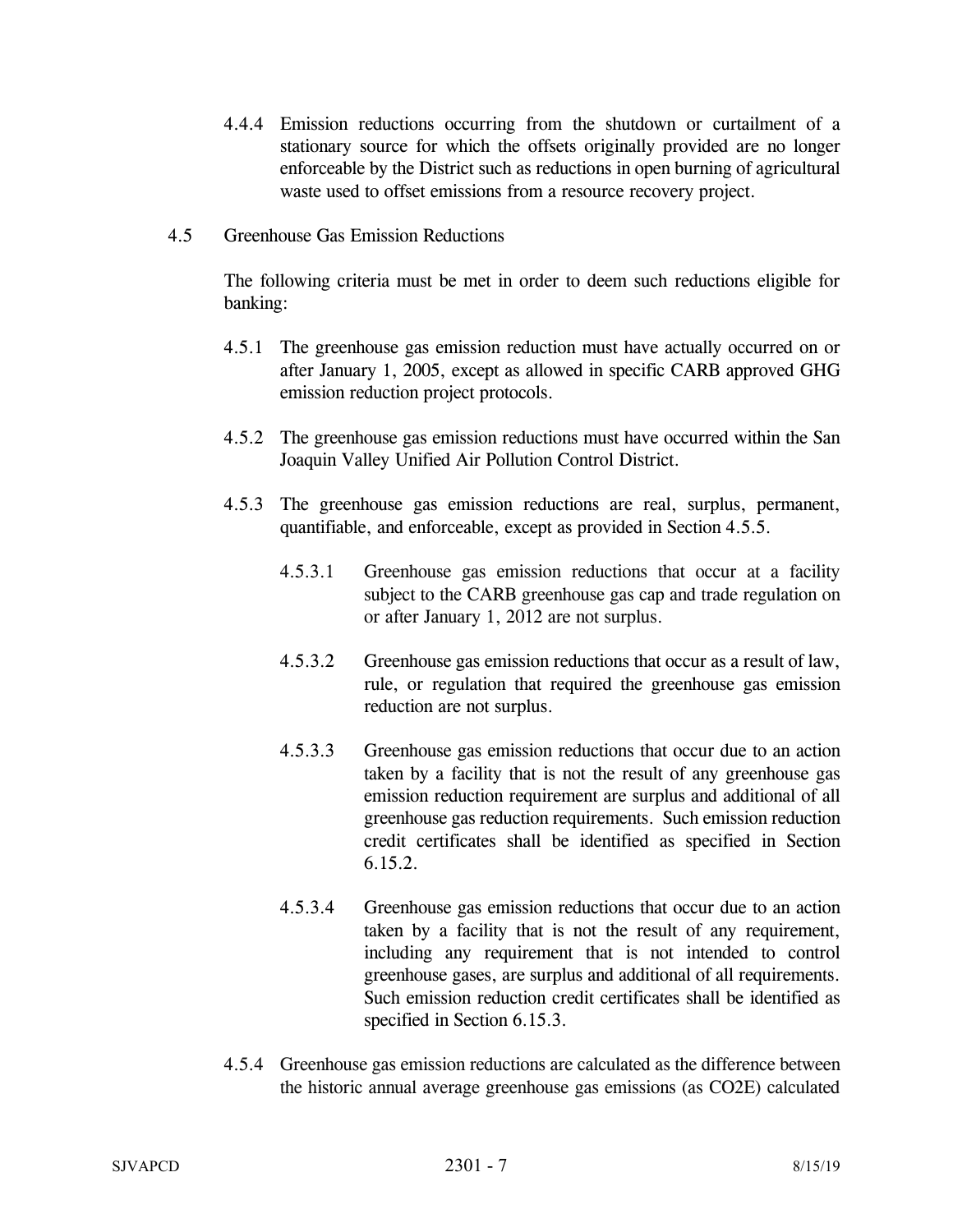4.4.4 Emission reductions occurring from the shutdown or curtailment of a stationary source for which the offsets originally provided are no longer enforceable by the District such as reductions in open burning of agricultural waste used to offset emissions from a resource recovery project.

4.5 Greenhouse Gas Emission Reductions

The following criteria must be met in order to deem such reductions eligible for banking:

4.5.1 The greenhouse gas emission reduction must have actually occurred on or after January 1, 2005, except as allowed in specific CARB approved GHG emission reduction project protocols.

4.5.2 The greenhouse gas emission reductions must have occurred within the San Joaquin Valley Unified Air Pollution Control District.

4.5.3 The greenhouse gas emission reductions are real, surplus, permanent, quantifiable, and enforceable, except as provided in Section 4.5.5.

4.5.3.1 Greenhouse gas emission reductions that occur at a facility subject to the CARB greenhouse gas cap and trade regulation on or after January 1, 2012 are not surplus.

4.5.3.2 Greenhouse gas emission reductions that occur as a result of law, rule, or regulation that required the greenhouse gas emission reduction are not surplus.

4.5.3.3 Greenhouse gas emission reductions that occur due to an action taken by a facility that is not the result of any greenhouse gas emission reduction requirement are surplus and additional of all greenhouse gas reduction requirements. Such emission reduction credit certificates shall be identified as specified in Section 6.15.2.

4.5.3.4 Greenhouse gas emission reductions that occur due to an action taken by a facility that is not the result of any requirement, including any requirement that is not intended to control greenhouse gases, are surplus and additional of all requirements. Such emission reduction credit certificates shall be identified as specified in Section 6.15.3.

4.5.4 Greenhouse gas emission reductions are calculated as the difference between the historic annual average greenhouse gas emissions (as CO2E) calculated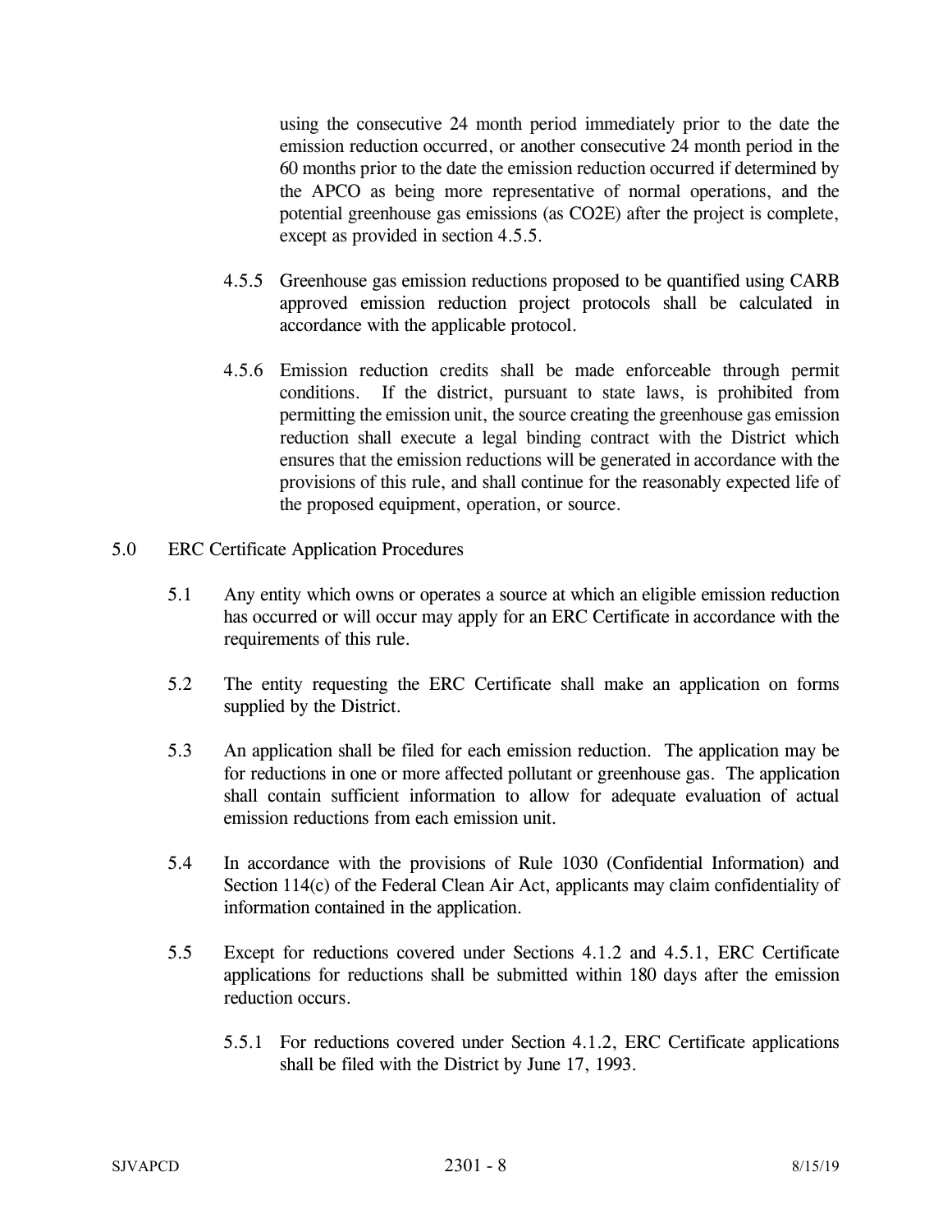using the consecutive 24 month period immediately prior to the date the emission reduction occurred, or another consecutive 24 month period in the 60 months prior to the date the emission reduction occurred if determined by the APCO as being more representative of normal operations, and the potential greenhouse gas emissions (as CO2E) after the project is complete, except as provided in section 4.5.5.

4.5.5 Greenhouse gas emission reductions proposed to be quantified using CARB approved emission reduction project protocols shall be calculated in accordance with the applicable protocol.

4.5.6 Emission reduction credits shall be made enforceable through permit conditions. If the district, pursuant to state laws, is prohibited from permitting the emission unit, the source creating the greenhouse gas emission reduction shall execute a legal binding contract with the District which ensures that the emission reductions will be generated in accordance with the provisions of this rule, and shall continue for the reasonably expected life of the proposed equipment, operation, or source.

## 5.0 ERC Certificate Application Procedures

5.1 Any entity which owns or operates a source at which an eligible emission reduction has occurred or will occur may apply for an ERC Certificate in accordance with the requirements of this rule.

5.2 The entity requesting the ERC Certificate shall make an application on forms supplied by the District.

5.3 An application shall be filed for each emission reduction. The application may be for reductions in one or more affected pollutant or greenhouse gas. The application shall contain sufficient information to allow for adequate evaluation of actual emission reductions from each emission unit.

5.4 In accordance with the provisions of Rule 1030 (Confidential Information) and Section 114(c) of the Federal Clean Air Act, applicants may claim confidentiality of information contained in the application.

5.5 Except for reductions covered under Sections 4.1.2 and 4.5.1, ERC Certificate applications for reductions shall be submitted within 180 days after the emission reduction occurs.

5.5.1 For reductions covered under Section 4.1.2, ERC Certificate applications shall be filed with the District by June 17, 1993.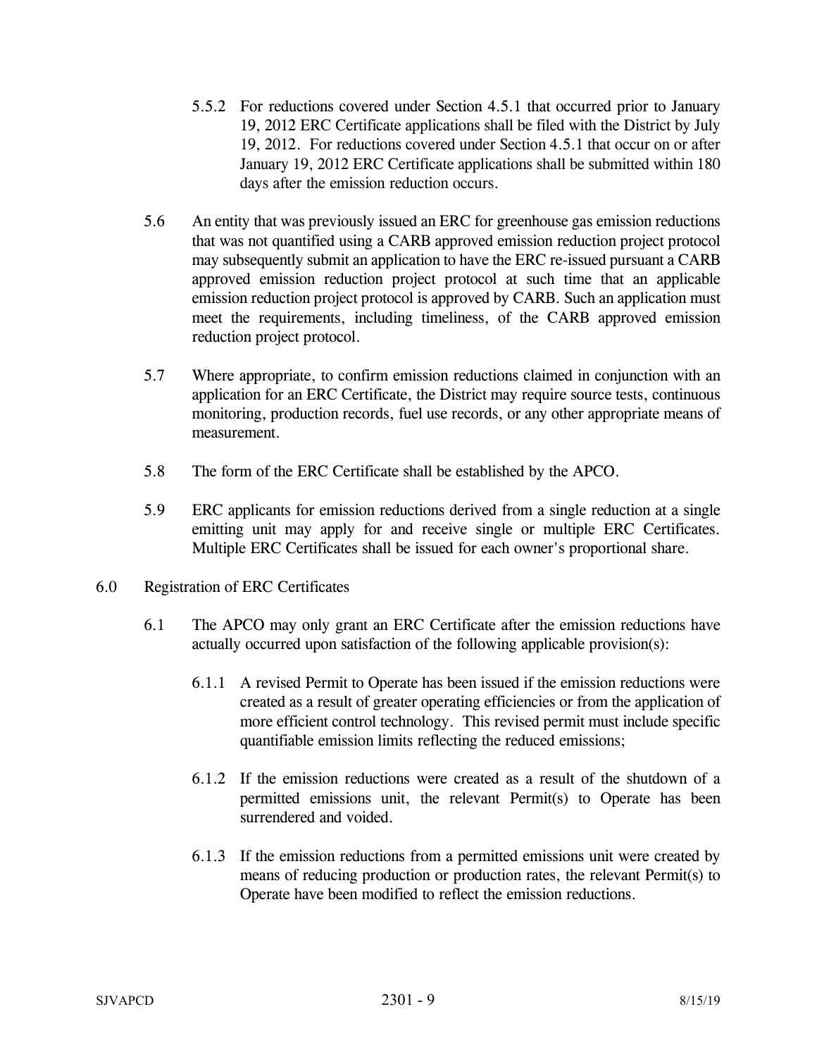5.5.2 For reductions covered under Section 4.5.1 that occurred prior to January 19, 2012 ERC Certificate applications shall be filed with the District by July 19, 2012. For reductions covered under Section 4.5.1 that occur on or after January 19, 2012 ERC Certificate applications shall be submitted within 180 days after the emission reduction occurs.

5.6 An entity that was previously issued an ERC for greenhouse gas emission reductions that was not quantified using a CARB approved emission reduction project protocol may subsequently submit an application to have the ERC re-issued pursuant a CARB approved emission reduction project protocol at such time that an applicable emission reduction project protocol is approved by CARB. Such an application must meet the requirements, including timeliness, of the CARB approved emission reduction project protocol.

5.7 Where appropriate, to confirm emission reductions claimed in conjunction with an application for an ERC Certificate, the District may require source tests, continuous monitoring, production records, fuel use records, or any other appropriate means of measurement.

5.8 The form of the ERC Certificate shall be established by the APCO.

5.9 ERC applicants for emission reductions derived from a single reduction at a single emitting unit may apply for and receive single or multiple ERC Certificates. Multiple ERC Certificates shall be issued for each owner's proportional share.

## 6.0 Registration of ERC Certificates

6.1 The APCO may only grant an ERC Certificate after the emission reductions have actually occurred upon satisfaction of the following applicable provision(s):

6.1.1 A revised Permit to Operate has been issued if the emission reductions were created as a result of greater operating efficiencies or from the application of more efficient control technology. This revised permit must include specific quantifiable emission limits reflecting the reduced emissions;

6.1.2 If the emission reductions were created as a result of the shutdown of a permitted emissions unit, the relevant Permit(s) to Operate has been surrendered and voided.

6.1.3 If the emission reductions from a permitted emissions unit were created by means of reducing production or production rates, the relevant Permit(s) to Operate have been modified to reflect the emission reductions.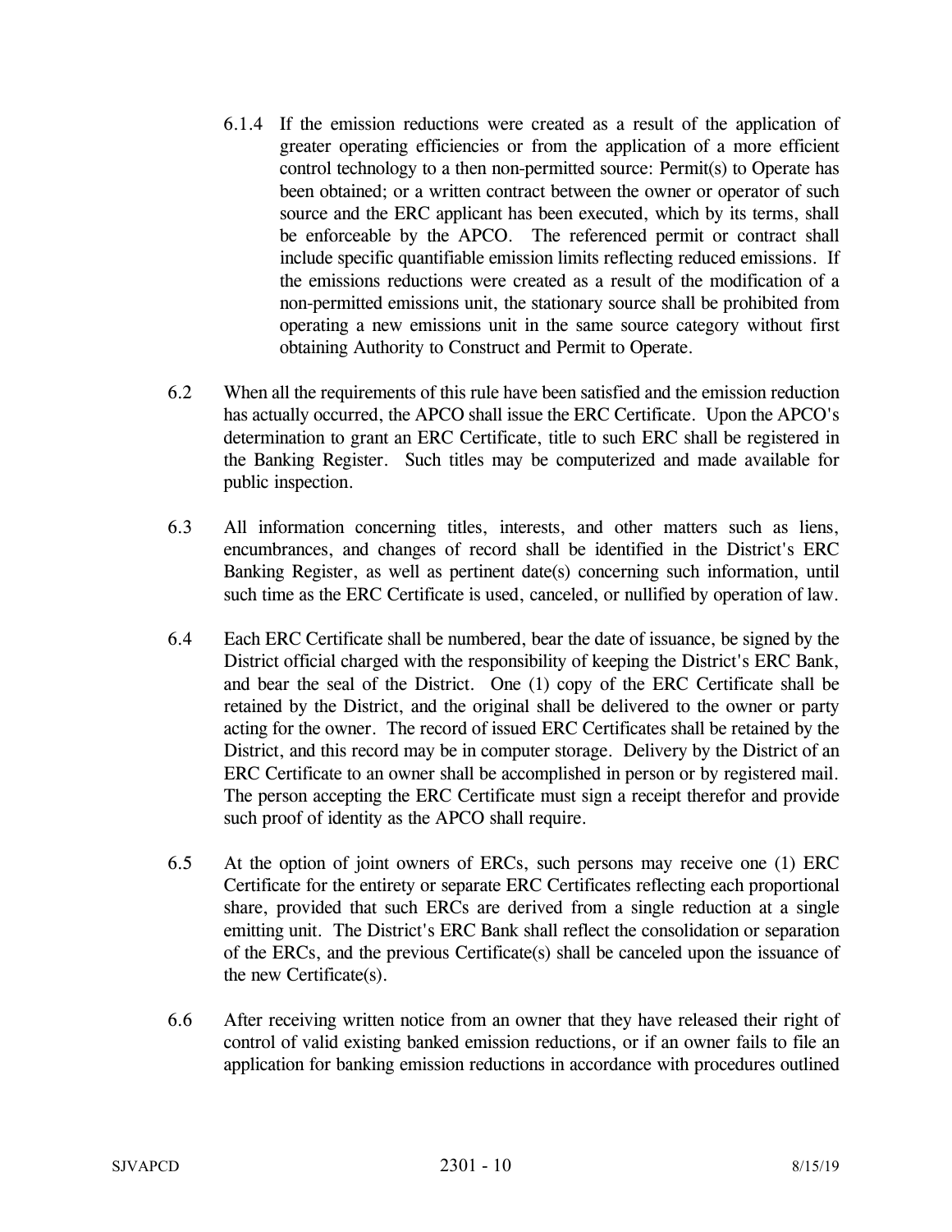6.1.4 If the emission reductions were created as a result of the application of greater operating efficiencies or from the application of a more efficient control technology to a then non-permitted source: Permit(s) to Operate has been obtained; or a written contract between the owner or operator of such source and the ERC applicant has been executed, which by its terms, shall be enforceable by the APCO. The referenced permit or contract shall include specific quantifiable emission limits reflecting reduced emissions. If the emissions reductions were created as a result of the modification of a non-permitted emissions unit, the stationary source shall be prohibited from operating a new emissions unit in the same source category without first obtaining Authority to Construct and Permit to Operate.

6.2 When all the requirements of this rule have been satisfied and the emission reduction has actually occurred, the APCO shall issue the ERC Certificate. Upon the APCO's determination to grant an ERC Certificate, title to such ERC shall be registered in the Banking Register. Such titles may be computerized and made available for public inspection.

6.3 All information concerning titles, interests, and other matters such as liens, encumbrances, and changes of record shall be identified in the District's ERC Banking Register, as well as pertinent date(s) concerning such information, until such time as the ERC Certificate is used, canceled, or nullified by operation of law.

6.4 Each ERC Certificate shall be numbered, bear the date of issuance, be signed by the District official charged with the responsibility of keeping the District's ERC Bank, and bear the seal of the District. One (1) copy of the ERC Certificate shall be retained by the District, and the original shall be delivered to the owner or party acting for the owner. The record of issued ERC Certificates shall be retained by the District, and this record may be in computer storage. Delivery by the District of an ERC Certificate to an owner shall be accomplished in person or by registered mail. The person accepting the ERC Certificate must sign a receipt therefor and provide such proof of identity as the APCO shall require.

6.5 At the option of joint owners of ERCs, such persons may receive one (1) ERC Certificate for the entirety or separate ERC Certificates reflecting each proportional share, provided that such ERCs are derived from a single reduction at a single emitting unit. The District's ERC Bank shall reflect the consolidation or separation of the ERCs, and the previous Certificate(s) shall be canceled upon the issuance of the new Certificate(s).

6.6 After receiving written notice from an owner that they have released their right of control of valid existing banked emission reductions, or if an owner fails to file an application for banking emission reductions in accordance with procedures outlined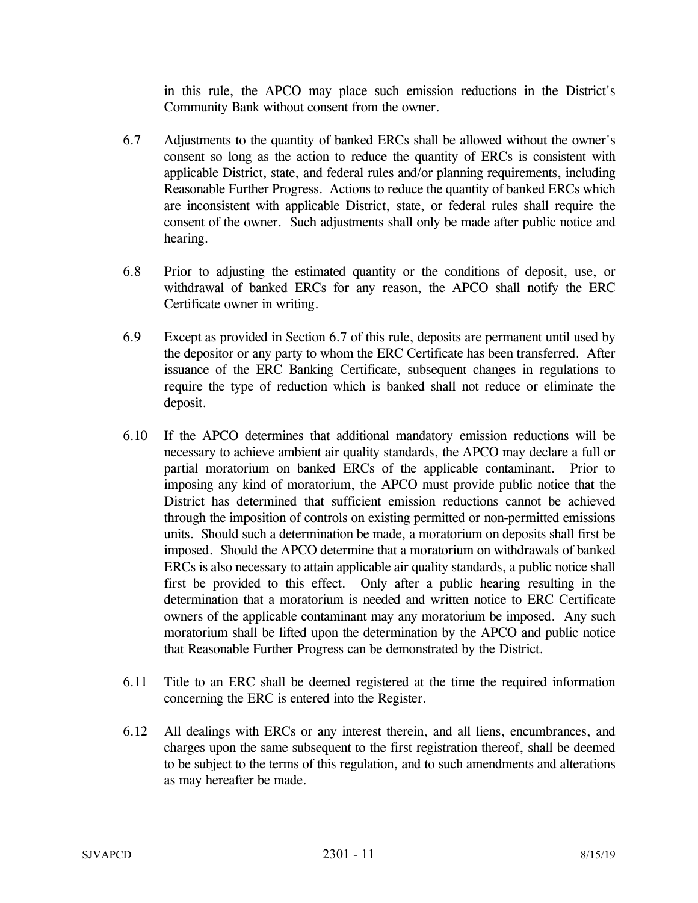in this rule, the APCO may place such emission reductions in the District's Community Bank without consent from the owner.

6.7 Adjustments to the quantity of banked ERCs shall be allowed without the owner's consent so long as the action to reduce the quantity of ERCs is consistent with applicable District, state, and federal rules and/or planning requirements, including Reasonable Further Progress. Actions to reduce the quantity of banked ERCs which are inconsistent with applicable District, state, or federal rules shall require the consent of the owner. Such adjustments shall only be made after public notice and hearing.

6.8 Prior to adjusting the estimated quantity or the conditions of deposit, use, or withdrawal of banked ERCs for any reason, the APCO shall notify the ERC Certificate owner in writing.

6.9 Except as provided in Section 6.7 of this rule, deposits are permanent until used by the depositor or any party to whom the ERC Certificate has been transferred. After issuance of the ERC Banking Certificate, subsequent changes in regulations to require the type of reduction which is banked shall not reduce or eliminate the deposit.

6.10 If the APCO determines that additional mandatory emission reductions will be necessary to achieve ambient air quality standards, the APCO may declare a full or partial moratorium on banked ERCs of the applicable contaminant. Prior to imposing any kind of moratorium, the APCO must provide public notice that the District has determined that sufficient emission reductions cannot be achieved through the imposition of controls on existing permitted or non-permitted emissions units. Should such a determination be made, a moratorium on deposits shall first be imposed. Should the APCO determine that a moratorium on withdrawals of banked ERCs is also necessary to attain applicable air quality standards, a public notice shall first be provided to this effect. Only after a public hearing resulting in the determination that a moratorium is needed and written notice to ERC Certificate owners of the applicable contaminant may any moratorium be imposed. Any such moratorium shall be lifted upon the determination by the APCO and public notice that Reasonable Further Progress can be demonstrated by the District.

6.11 Title to an ERC shall be deemed registered at the time the required information concerning the ERC is entered into the Register.

6.12 All dealings with ERCs or any interest therein, and all liens, encumbrances, and charges upon the same subsequent to the first registration thereof, shall be deemed to be subject to the terms of this regulation, and to such amendments and alterations as may hereafter be made.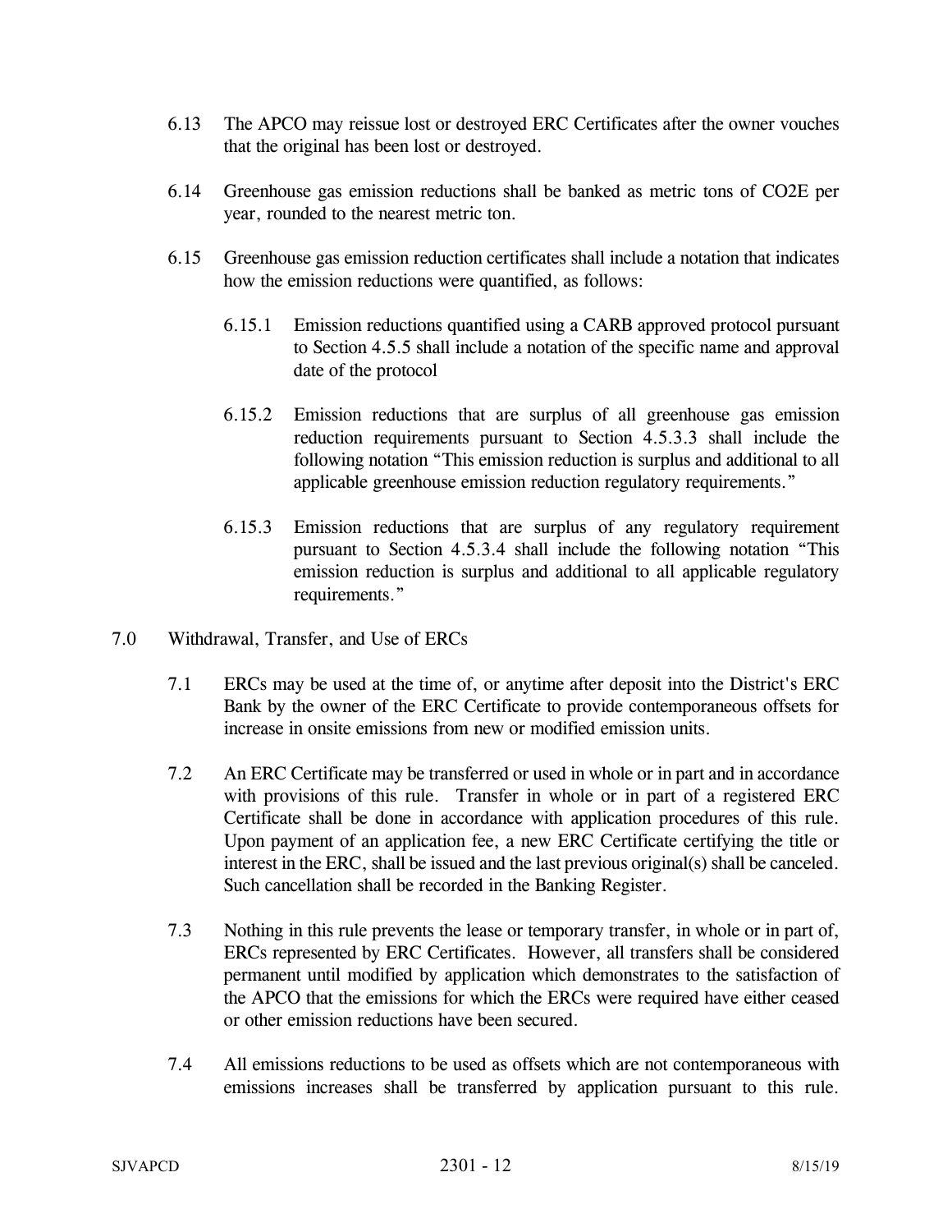6.13 The APCO may reissue lost or destroyed ERC Certificates after the owner vouches that the original has been lost or destroyed.

6.14 Greenhouse gas emission reductions shall be banked as metric tons of CO2E per year, rounded to the nearest metric ton.

6.15 Greenhouse gas emission reduction certificates shall include a notation that indicates how the emission reductions were quantified, as follows:

6.15.1 Emission reductions quantified using a CARB approved protocol pursuant to Section 4.5.5 shall include a notation of the specific name and approval date of the protocol

6.15.2 Emission reductions that are surplus of all greenhouse gas emission reduction requirements pursuant to Section 4.5.3.3 shall include the following notation "This emission reduction is surplus and additional to all applicable greenhouse emission reduction regulatory requirements."

6.15.3 Emission reductions that are surplus of any regulatory requirement pursuant to Section 4.5.3.4 shall include the following notation "This emission reduction is surplus and additional to all applicable regulatory requirements."

## 7.0 Withdrawal, Transfer, and Use of ERCs

7.1 ERCs may be used at the time of, or anytime after deposit into the District's ERC Bank by the owner of the ERC Certificate to provide contemporaneous offsets for increase in onsite emissions from new or modified emission units.

7.2 An ERC Certificate may be transferred or used in whole or in part and in accordance with provisions of this rule. Transfer in whole or in part of a registered ERC Certificate shall be done in accordance with application procedures of this rule. Upon payment of an application fee, a new ERC Certificate certifying the title or interest in the ERC, shall be issued and the last previous original(s) shall be canceled. Such cancellation shall be recorded in the Banking Register.

7.3 Nothing in this rule prevents the lease or temporary transfer, in whole or in part of, ERCs represented by ERC Certificates. However, all transfers shall be considered permanent until modified by application which demonstrates to the satisfaction of the APCO that the emissions for which the ERCs were required have either ceased or other emission reductions have been secured.

7.4 All emissions reductions to be used as offsets which are not contemporaneous with emissions increases shall be transferred by application pursuant to this rule.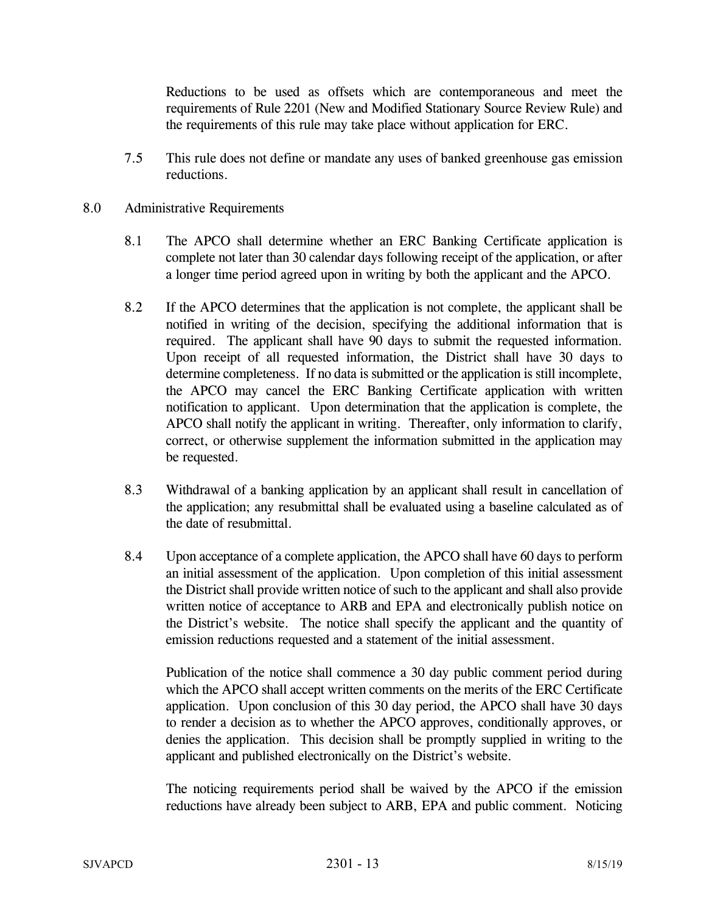Reductions to be used as offsets which are contemporaneous and meet the requirements of Rule 2201 (New and Modified Stationary Source Review Rule) and the requirements of this rule may take place without application for ERC.

7.5 This rule does not define or mandate any uses of banked greenhouse gas emission reductions.

## 8.0 Administrative Requirements

8.1 The APCO shall determine whether an ERC Banking Certificate application is complete not later than 30 calendar days following receipt of the application, or after a longer time period agreed upon in writing by both the applicant and the APCO.

8.2 If the APCO determines that the application is not complete, the applicant shall be notified in writing of the decision, specifying the additional information that is required. The applicant shall have 90 days to submit the requested information. Upon receipt of all requested information, the District shall have 30 days to determine completeness. If no data is submitted or the application is still incomplete, the APCO may cancel the ERC Banking Certificate application with written notification to applicant. Upon determination that the application is complete, the APCO shall notify the applicant in writing. Thereafter, only information to clarify, correct, or otherwise supplement the information submitted in the application may be requested.

8.3 Withdrawal of a banking application by an applicant shall result in cancellation of the application; any resubmittal shall be evaluated using a baseline calculated as of the date of resubmittal.

8.4 Upon acceptance of a complete application, the APCO shall have 60 days to perform an initial assessment of the application. Upon completion of this initial assessment the District shall provide written notice of such to the applicant and shall also provide written notice of acceptance to ARB and EPA and electronically publish notice on the District's website. The notice shall specify the applicant and the quantity of emission reductions requested and a statement of the initial assessment.

Publication of the notice shall commence a 30 day public comment period during which the APCO shall accept written comments on the merits of the ERC Certificate application. Upon conclusion of this 30 day period, the APCO shall have 30 days to render a decision as to whether the APCO approves, conditionally approves, or denies the application. This decision shall be promptly supplied in writing to the applicant and published electronically on the District's website.

The noticing requirements period shall be waived by the APCO if the emission reductions have already been subject to ARB, EPA and public comment. Noticing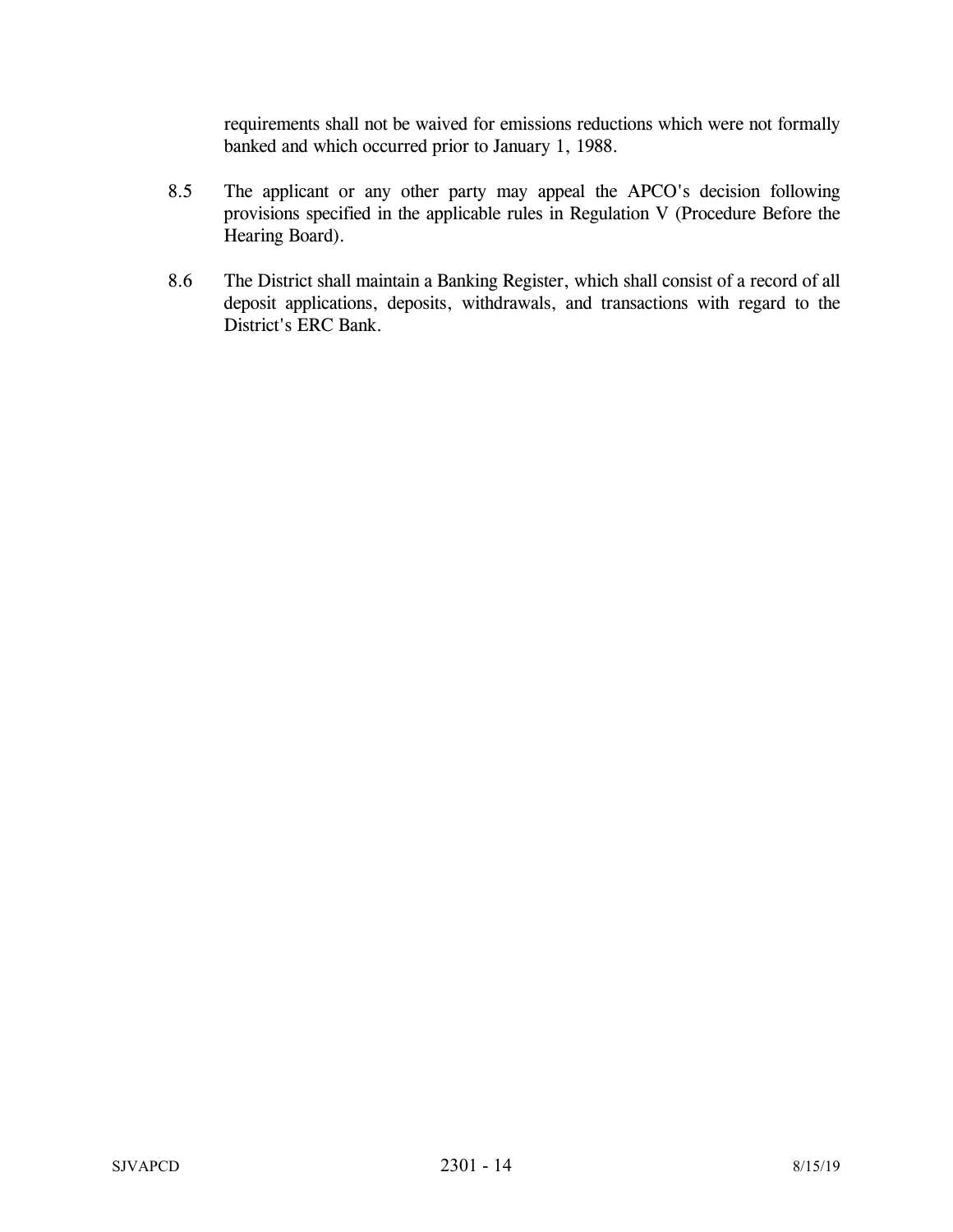requirements shall not be waived for emissions reductions which were not formally banked and which occurred prior to January 1, 1988.

8.5 The applicant or any other party may appeal the APCO's decision following provisions specified in the applicable rules in Regulation V (Procedure Before the Hearing Board).

8.6 The District shall maintain a Banking Register, which shall consist of a record of all deposit applications, deposits, withdrawals, and transactions with regard to the District's ERC Bank.